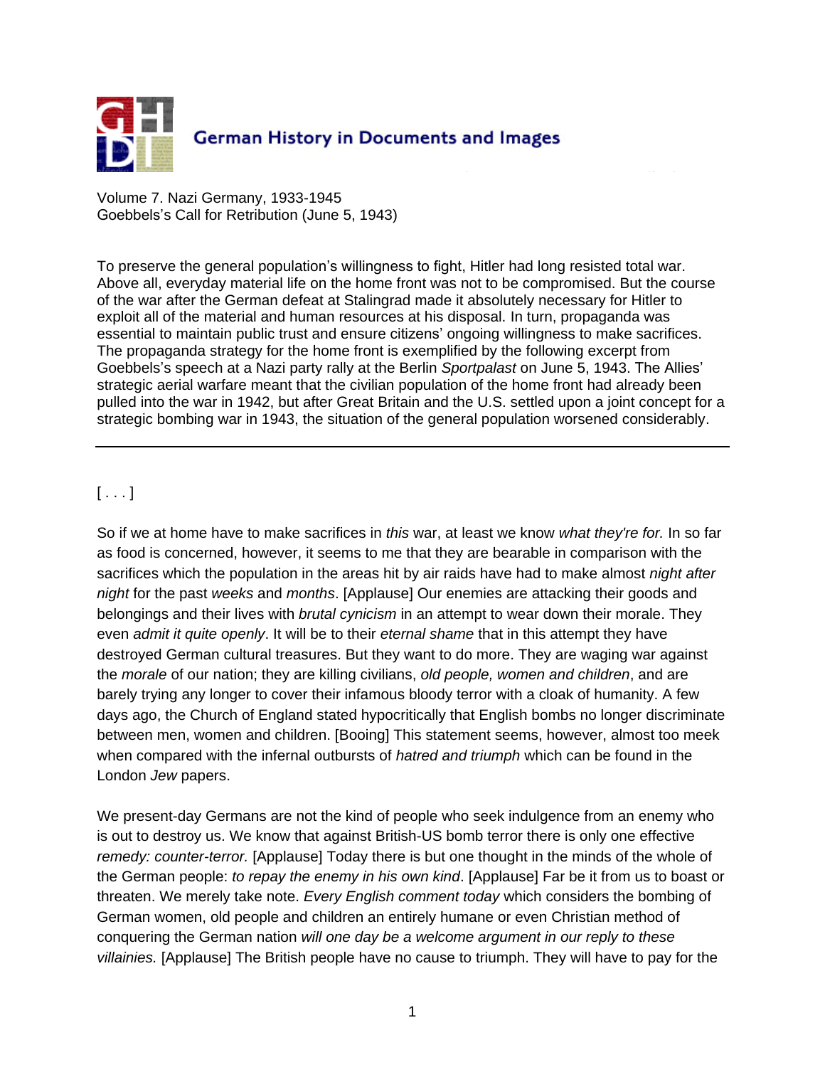German History in Documents and Images

Volume 7. Nazi Germany, 1933-1945
Goebbels's Call for Retribution (June 5, 1943)

To preserve the general population's willingness to fight, Hitler had long resisted total war. Above all, everyday material life on the home front was not to be compromised. But the course of the war after the German defeat at Stalingrad made it absolutely necessary for Hitler to exploit all of the material and human resources at his disposal. In turn, propaganda was essential to maintain public trust and ensure citizens' ongoing willingness to make sacrifices. The propaganda strategy for the home front is exemplified by the following excerpt from Goebbels's speech at a Nazi party rally at the Berlin *Sportpalast* on June 5, 1943. The Allies' strategic aerial warfare meant that the civilian population of the home front had already been pulled into the war in 1942, but after Great Britain and the U.S. settled upon a joint concept for a strategic bombing war in 1943, the situation of the general population worsened considerably.

---

[ . . . ]

So if we at home have to make sacrifices in *this* war, at least we know *what they're for.* In so far as food is concerned, however, it seems to me that they are bearable in comparison with the sacrifices which the population in the areas hit by air raids have had to make almost *night after night* for the past *weeks* and *months*. [Applause] Our enemies are attacking their goods and belongings and their lives with *brutal cynicism* in an attempt to wear down their morale. They even *admit it quite openly*. It will be to their *eternal shame* that in this attempt they have destroyed German cultural treasures. But they want to do more. They are waging war against the *morale* of our nation; they are killing civilians, *old people, women and children*, and are barely trying any longer to cover their infamous bloody terror with a cloak of humanity. A few days ago, the Church of England stated hypocritically that English bombs no longer discriminate between men, women and children. [Booing] This statement seems, however, almost too meek when compared with the infernal outbursts of *hatred and triumph* which can be found in the London *Jew* papers.

We present-day Germans are not the kind of people who seek indulgence from an enemy who is out to destroy us. We know that against British-US bomb terror there is only one effective *remedy: counter-terror.* [Applause] Today there is but one thought in the minds of the whole of the German people: *to repay the enemy in his own kind*. [Applause] Far be it from us to boast or threaten. We merely take note. *Every English comment today* which considers the bombing of German women, old people and children an entirely humane or even Christian method of conquering the German nation *will one day be a welcome argument in our reply to these villainies.* [Applause] The British people have no cause to triumph. They will have to pay for the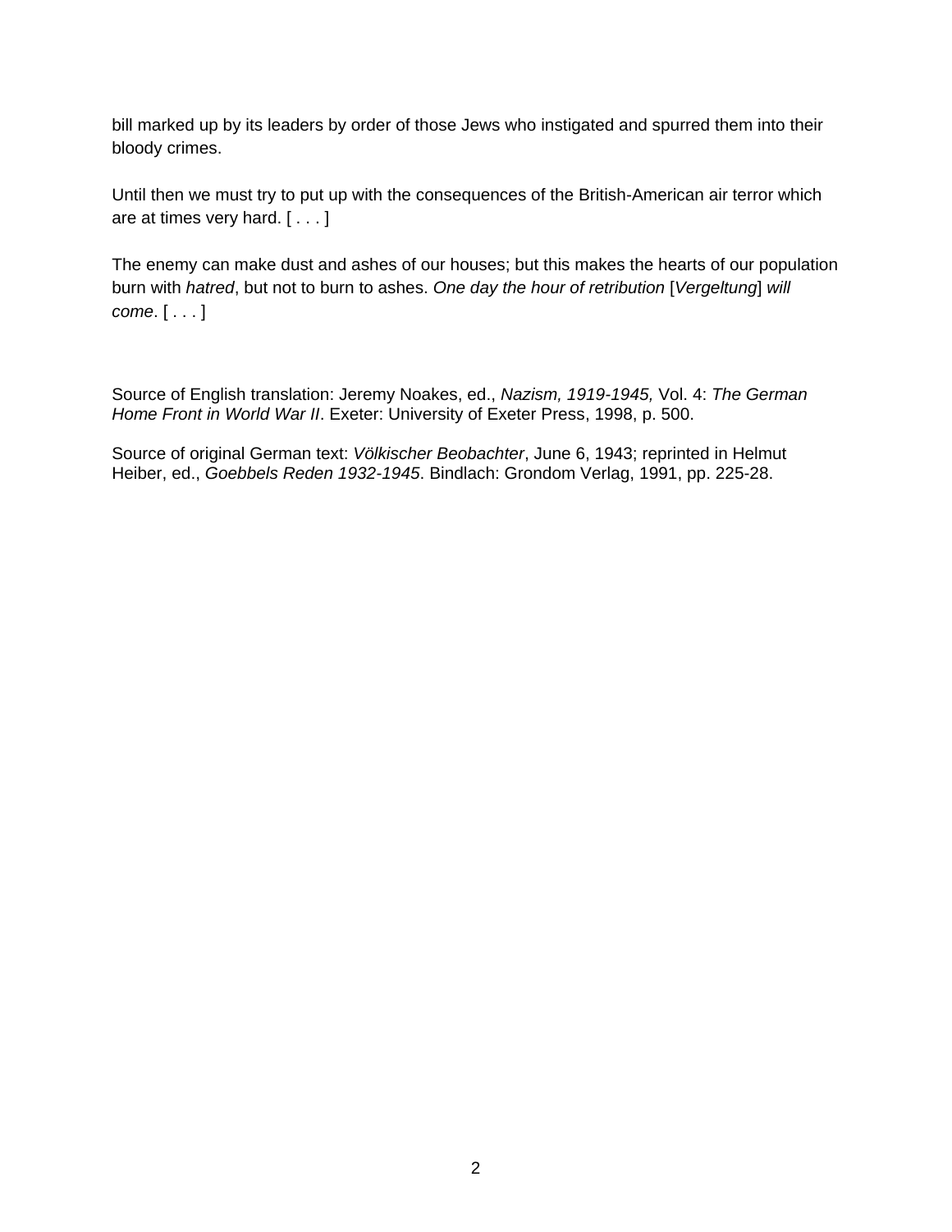bill marked up by its leaders by order of those Jews who instigated and spurred them into their bloody crimes.

Until then we must try to put up with the consequences of the British-American air terror which are at times very hard. [ . . . ]

The enemy can make dust and ashes of our houses; but this makes the hearts of our population burn with *hatred*, but not to burn to ashes. *One day the hour of retribution* [*Vergeltung*] *will come*. [ . . . ]

Source of English translation: Jeremy Noakes, ed., *Nazism, 1919-1945,* Vol. 4: *The German Home Front in World War II*. Exeter: University of Exeter Press, 1998, p. 500.

Source of original German text: *Völkischer Beobachter*, June 6, 1943; reprinted in Helmut Heiber, ed., *Goebbels Reden 1932-1945*. Bindlach: Grondom Verlag, 1991, pp. 225-28.